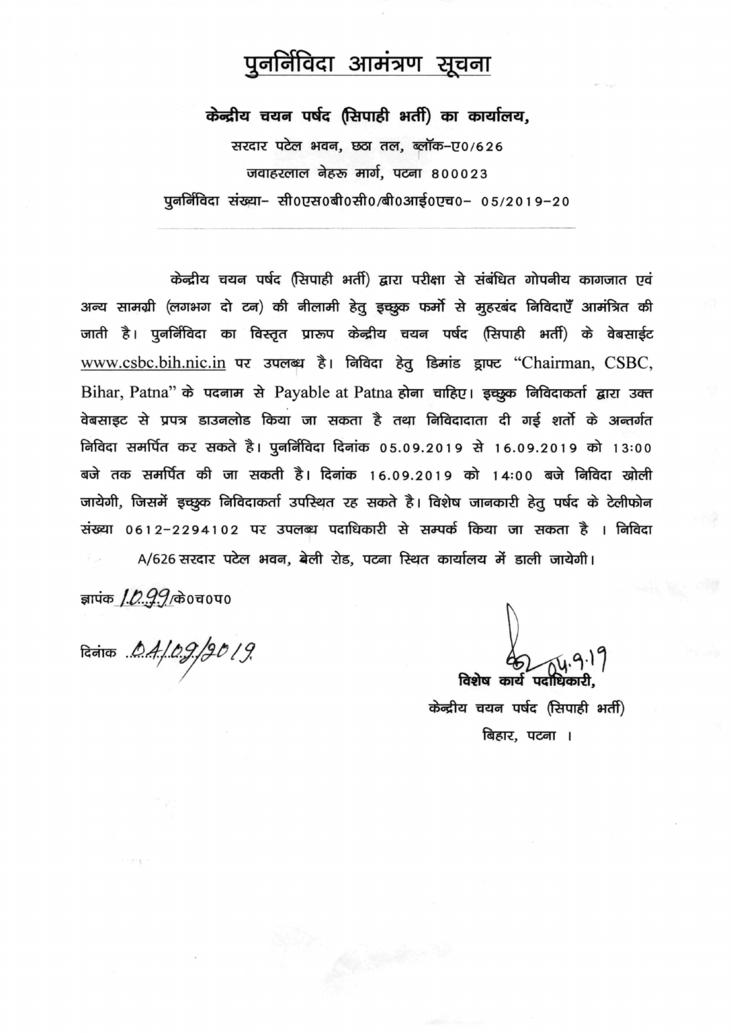# पुनर्निविदा आमंत्रण सूचना

**केन्द्रीय चयन पर्षद (सिपाही भर्ती) का कार्यालय,**

सरदार पटेल भवन, छठा तल, ब्लॉक-ए0/626

जवाहरलाल नेहरू मार्ग, पटना 800023

पुनर्निविदा संख्या- सी0एस0बी0सी0/बी0आई0एच0- 05/2019-20

---

केन्द्रीय चयन पर्षद (सिपाही भर्ती) द्वारा परीक्षा से संबंधित गोपनीय कागजात एवं अन्य सामग्री (लगभग दो टन) की नीलामी हेतु इच्छुक फर्मो से मुहरबंद निविदाएँ आमंत्रित की जाती है। पुनर्निविदा का विस्तृत प्रारूप केन्द्रीय चयन पर्षद (सिपाही भर्ती) के वेबसाईट www.csbc.bih.nic.in पर उपलब्ध है। निविदा हेतु डिमांड ड्राफ्ट "Chairman, CSBC, Bihar, Patna" के पदनाम से Payable at Patna होना चाहिए। इच्छुक निविदाकर्ता द्वारा उक्त वेबसाइट से प्रपत्र डाउनलोड किया जा सकता है तथा निविदादाता दी गई शर्तो के अन्तर्गत निविदा समर्पित कर सकते है। पुनर्निविदा दिनांक 05.09.2019 से 16.09.2019 को 13:00 बजे तक समर्पित की जा सकती है। दिनांक 16.09.2019 को 14:00 बजे निविदा खोली जायेगी, जिसमें इच्छुक निविदाकर्ता उपस्थित रह सकते है। विशेष जानकारी हेतु पर्षद के टेलीफोन संख्या 0612-2294102 पर उपलब्ध पदाधिकारी से सम्पर्क किया जा सकता है । निविदा A/626 सरदार पटेल भवन, बेली रोड, पटना स्थित कार्यालय में डाली जायेगी।

ज्ञापंक 1099/के0च0प0

दिनांक 04/09/2019

04.9.19

विशेष कार्य पदाधिकारी,

केन्द्रीय चयन पर्षद (सिपाही भर्ती)

बिहार, पटना ।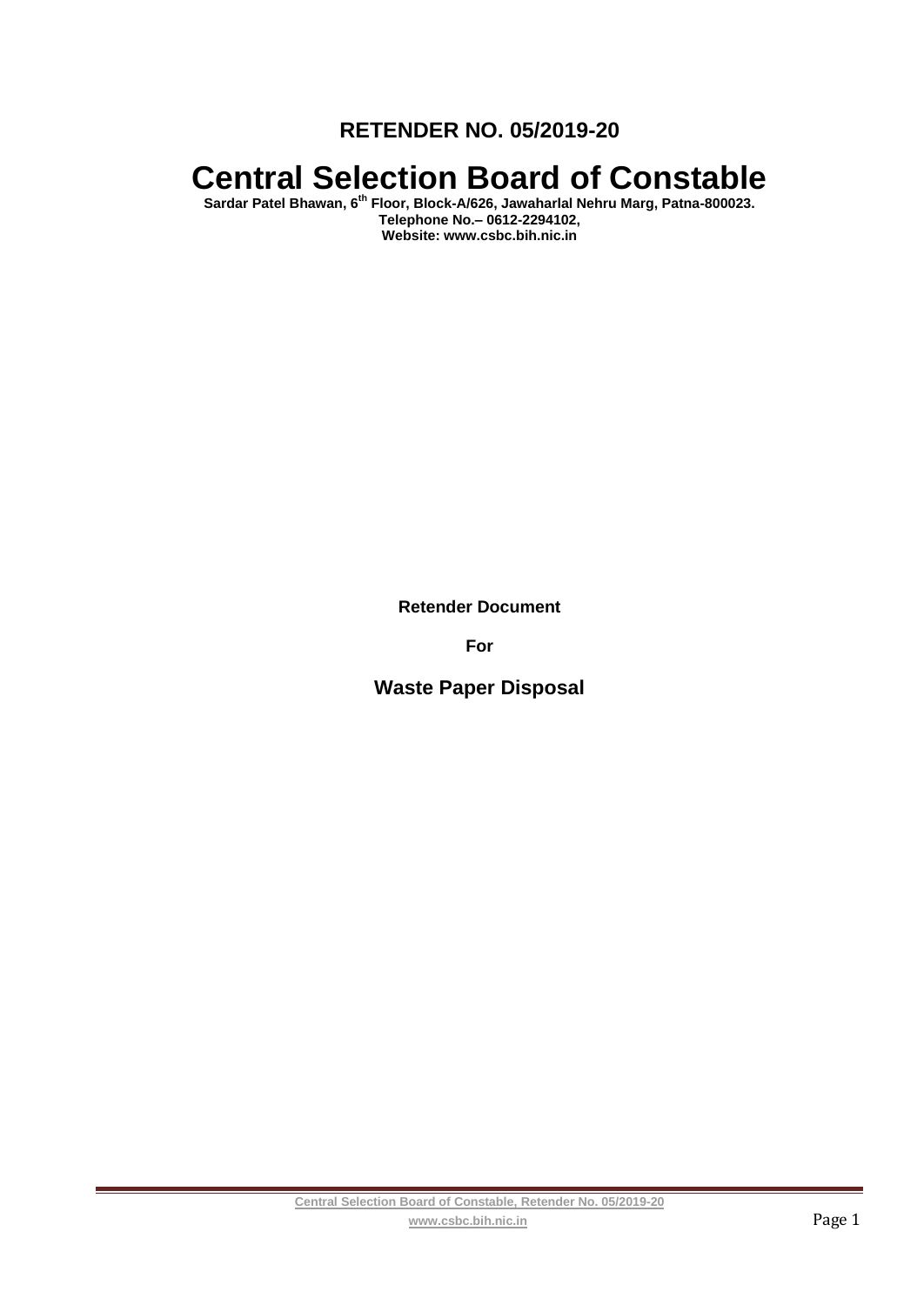**RETENDER NO. 05/2019-20**

# Central Selection Board of Constable

**Sardar Patel Bhawan, 6th Floor, Block-A/626, Jawaharlal Nehru Marg, Patna-800023.**
**Telephone No.– 0612-2294102,**
**Website: www.csbc.bih.nic.in**

**Retender Document**

**For**

## Waste Paper Disposal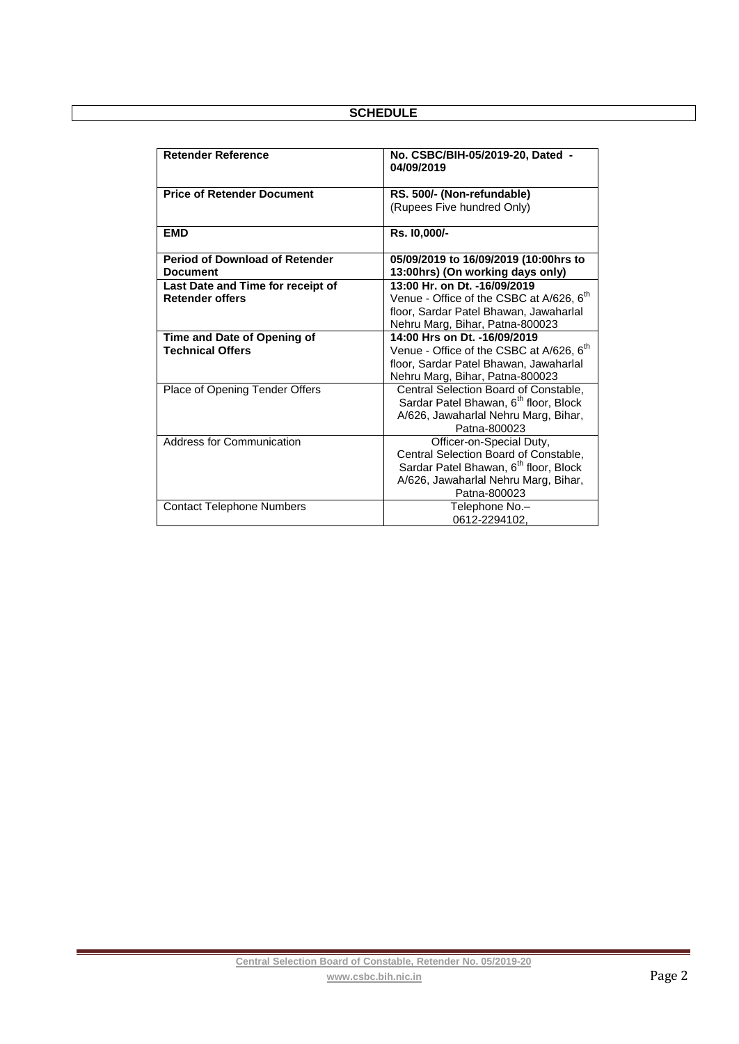# SCHEDULE

| Retender Reference | No. CSBC/BIH-05/2019-20, Dated - 04/09/2019 |
|---|---|
| **Price of Retender Document** | **RS. 500/- (Non-refundable)** (Rupees Five hundred Only) |
| **EMD** | **Rs. I0,000/-** |
| **Period of Download of Retender Document** | **05/09/2019 to 16/09/2019 (10:00hrs to 13:00hrs) (On working days only)** |
| **Last Date and Time for receipt of Retender offers** | **13:00 Hr. on Dt. -16/09/2019** Venue - Office of the CSBC at A/626, 6th floor, Sardar Patel Bhawan, Jawaharlal Nehru Marg, Bihar, Patna-800023 |
| **Time and Date of Opening of Technical Offers** | **14:00 Hrs on Dt. -16/09/2019** Venue - Office of the CSBC at A/626, 6th floor, Sardar Patel Bhawan, Jawaharlal Nehru Marg, Bihar, Patna-800023 |
| Place of Opening Tender Offers | Central Selection Board of Constable, Sardar Patel Bhawan, 6th floor, Block A/626, Jawaharlal Nehru Marg, Bihar, Patna-800023 |
| Address for Communication | Officer-on-Special Duty, Central Selection Board of Constable, Sardar Patel Bhawan, 6th floor, Block A/626, Jawaharlal Nehru Marg, Bihar, Patna-800023 |
| Contact Telephone Numbers | Telephone No.– 0612-2294102, |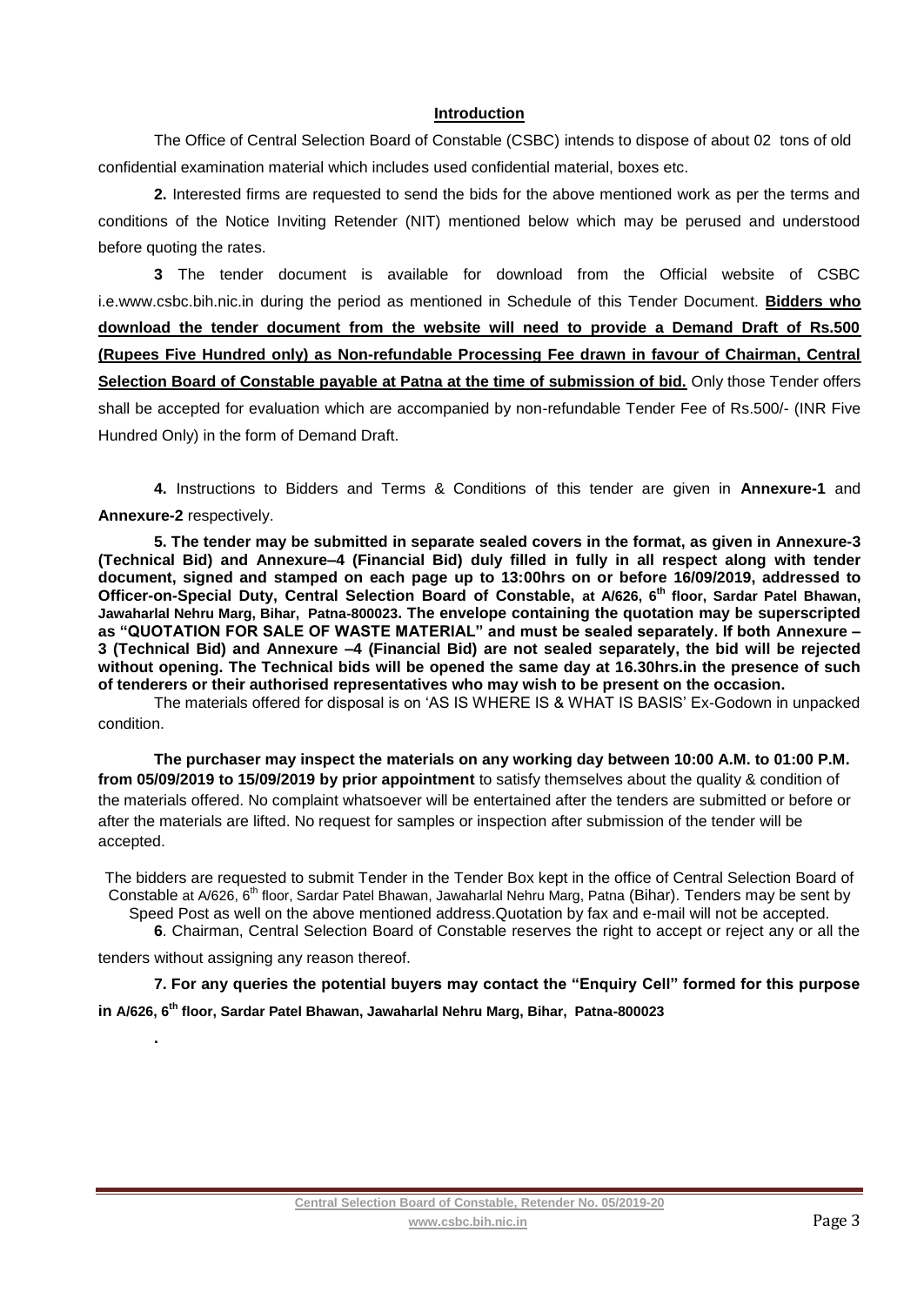## Introduction

The Office of Central Selection Board of Constable (CSBC) intends to dispose of about 02 tons of old confidential examination material which includes used confidential material, boxes etc.

**2.** Interested firms are requested to send the bids for the above mentioned work as per the terms and conditions of the Notice Inviting Retender (NIT) mentioned below which may be perused and understood before quoting the rates.

**3** The tender document is available for download from the Official website of CSBC i.e.www.csbc.bih.nic.in during the period as mentioned in Schedule of this Tender Document. **Bidders who download the tender document from the website will need to provide a Demand Draft of Rs.500 (Rupees Five Hundred only) as Non-refundable Processing Fee drawn in favour of Chairman, Central Selection Board of Constable payable at Patna at the time of submission of bid.** Only those Tender offers shall be accepted for evaluation which are accompanied by non-refundable Tender Fee of Rs.500/- (INR Five Hundred Only) in the form of Demand Draft.

**4.** Instructions to Bidders and Terms & Conditions of this tender are given in **Annexure-1** and **Annexure-2** respectively.

**5. The tender may be submitted in separate sealed covers in the format, as given in Annexure-3 (Technical Bid) and Annexure–4 (Financial Bid) duly filled in fully in all respect along with tender document, signed and stamped on each page up to 13:00hrs on or before 16/09/2019, addressed to Officer-on-Special Duty, Central Selection Board of Constable, at A/626, 6th floor, Sardar Patel Bhawan, Jawaharlal Nehru Marg, Bihar, Patna-800023. The envelope containing the quotation may be superscripted as "QUOTATION FOR SALE OF WASTE MATERIAL" and must be sealed separately. If both Annexure – 3 (Technical Bid) and Annexure –4 (Financial Bid) are not sealed separately, the bid will be rejected without opening. The Technical bids will be opened the same day at 16.30hrs.in the presence of such of tenderers or their authorised representatives who may wish to be present on the occasion.**

The materials offered for disposal is on 'AS IS WHERE IS & WHAT IS BASIS' Ex-Godown in unpacked condition.

**The purchaser may inspect the materials on any working day between 10:00 A.M. to 01:00 P.M. from 05/09/2019 to 15/09/2019 by prior appointment** to satisfy themselves about the quality & condition of the materials offered. No complaint whatsoever will be entertained after the tenders are submitted or before or after the materials are lifted. No request for samples or inspection after submission of the tender will be accepted.

The bidders are requested to submit Tender in the Tender Box kept in the office of Central Selection Board of Constable at A/626, 6th floor, Sardar Patel Bhawan, Jawaharlal Nehru Marg, Patna (Bihar). Tenders may be sent by Speed Post as well on the above mentioned address.Quotation by fax and e-mail will not be accepted.

**6**. Chairman, Central Selection Board of Constable reserves the right to accept or reject any or all the tenders without assigning any reason thereof.

**7. For any queries the potential buyers may contact the "Enquiry Cell" formed for this purpose in A/626, 6th floor, Sardar Patel Bhawan, Jawaharlal Nehru Marg, Bihar, Patna-800023**

.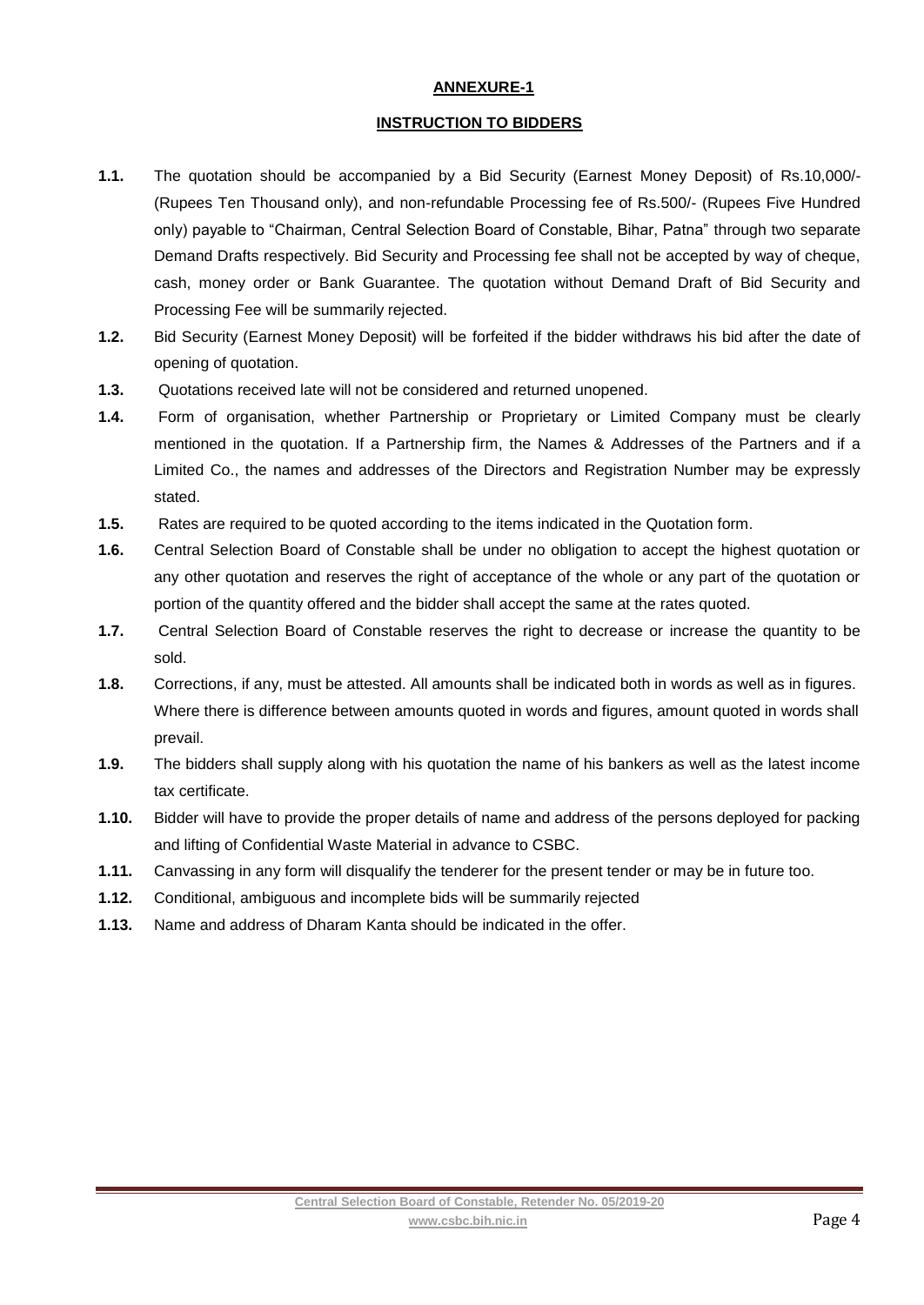## ANNEXURE-1

## INSTRUCTION TO BIDDERS

**1.1.** The quotation should be accompanied by a Bid Security (Earnest Money Deposit) of Rs.10,000/- (Rupees Ten Thousand only), and non-refundable Processing fee of Rs.500/- (Rupees Five Hundred only) payable to "Chairman, Central Selection Board of Constable, Bihar, Patna" through two separate Demand Drafts respectively. Bid Security and Processing fee shall not be accepted by way of cheque, cash, money order or Bank Guarantee. The quotation without Demand Draft of Bid Security and Processing Fee will be summarily rejected.

**1.2.** Bid Security (Earnest Money Deposit) will be forfeited if the bidder withdraws his bid after the date of opening of quotation.

**1.3.** Quotations received late will not be considered and returned unopened.

**1.4.** Form of organisation, whether Partnership or Proprietary or Limited Company must be clearly mentioned in the quotation. If a Partnership firm, the Names & Addresses of the Partners and if a Limited Co., the names and addresses of the Directors and Registration Number may be expressly stated.

**1.5.** Rates are required to be quoted according to the items indicated in the Quotation form.

**1.6.** Central Selection Board of Constable shall be under no obligation to accept the highest quotation or any other quotation and reserves the right of acceptance of the whole or any part of the quotation or portion of the quantity offered and the bidder shall accept the same at the rates quoted.

**1.7.** Central Selection Board of Constable reserves the right to decrease or increase the quantity to be sold.

**1.8.** Corrections, if any, must be attested. All amounts shall be indicated both in words as well as in figures. Where there is difference between amounts quoted in words and figures, amount quoted in words shall prevail.

**1.9.** The bidders shall supply along with his quotation the name of his bankers as well as the latest income tax certificate.

**1.10.** Bidder will have to provide the proper details of name and address of the persons deployed for packing and lifting of Confidential Waste Material in advance to CSBC.

**1.11.** Canvassing in any form will disqualify the tenderer for the present tender or may be in future too.

**1.12.** Conditional, ambiguous and incomplete bids will be summarily rejected

**1.13.** Name and address of Dharam Kanta should be indicated in the offer.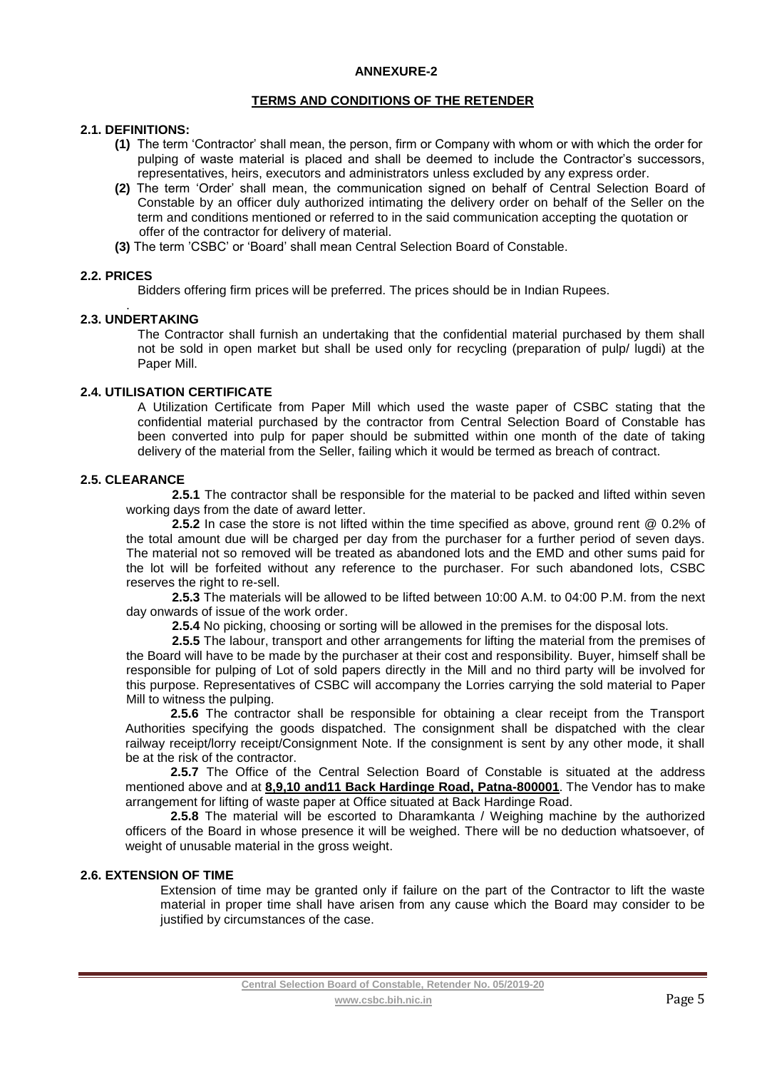**ANNEXURE-2**

**TERMS AND CONDITIONS OF THE RETENDER**

**2.1. DEFINITIONS:**

**(1)** The term 'Contractor' shall mean, the person, firm or Company with whom or with which the order for pulping of waste material is placed and shall be deemed to include the Contractor's successors, representatives, heirs, executors and administrators unless excluded by any express order.

**(2)** The term 'Order' shall mean, the communication signed on behalf of Central Selection Board of Constable by an officer duly authorized intimating the delivery order on behalf of the Seller on the term and conditions mentioned or referred to in the said communication accepting the quotation or offer of the contractor for delivery of material.

**(3)** The term 'CSBC' or 'Board' shall mean Central Selection Board of Constable.

**2.2. PRICES**

Bidders offering firm prices will be preferred. The prices should be in Indian Rupees.

**2.3. UNDERTAKING**

The Contractor shall furnish an undertaking that the confidential material purchased by them shall not be sold in open market but shall be used only for recycling (preparation of pulp/ lugdi) at the Paper Mill.

**2.4. UTILISATION CERTIFICATE**

A Utilization Certificate from Paper Mill which used the waste paper of CSBC stating that the confidential material purchased by the contractor from Central Selection Board of Constable has been converted into pulp for paper should be submitted within one month of the date of taking delivery of the material from the Seller, failing which it would be termed as breach of contract.

**2.5. CLEARANCE**

**2.5.1** The contractor shall be responsible for the material to be packed and lifted within seven working days from the date of award letter.

**2.5.2** In case the store is not lifted within the time specified as above, ground rent @ 0.2% of the total amount due will be charged per day from the purchaser for a further period of seven days. The material not so removed will be treated as abandoned lots and the EMD and other sums paid for the lot will be forfeited without any reference to the purchaser. For such abandoned lots, CSBC reserves the right to re-sell.

**2.5.3** The materials will be allowed to be lifted between 10:00 A.M. to 04:00 P.M. from the next day onwards of issue of the work order.

**2.5.4** No picking, choosing or sorting will be allowed in the premises for the disposal lots.

**2.5.5** The labour, transport and other arrangements for lifting the material from the premises of the Board will have to be made by the purchaser at their cost and responsibility. Buyer, himself shall be responsible for pulping of Lot of sold papers directly in the Mill and no third party will be involved for this purpose. Representatives of CSBC will accompany the Lorries carrying the sold material to Paper Mill to witness the pulping.

**2.5.6** The contractor shall be responsible for obtaining a clear receipt from the Transport Authorities specifying the goods dispatched. The consignment shall be dispatched with the clear railway receipt/lorry receipt/Consignment Note. If the consignment is sent by any other mode, it shall be at the risk of the contractor.

**2.5.7** The Office of the Central Selection Board of Constable is situated at the address mentioned above and at **8,9,10 and11 Back Hardinge Road, Patna-800001**. The Vendor has to make arrangement for lifting of waste paper at Office situated at Back Hardinge Road.

**2.5.8** The material will be escorted to Dharamkanta / Weighing machine by the authorized officers of the Board in whose presence it will be weighed. There will be no deduction whatsoever, of weight of unusable material in the gross weight.

**2.6. EXTENSION OF TIME**

Extension of time may be granted only if failure on the part of the Contractor to lift the waste material in proper time shall have arisen from any cause which the Board may consider to be justified by circumstances of the case.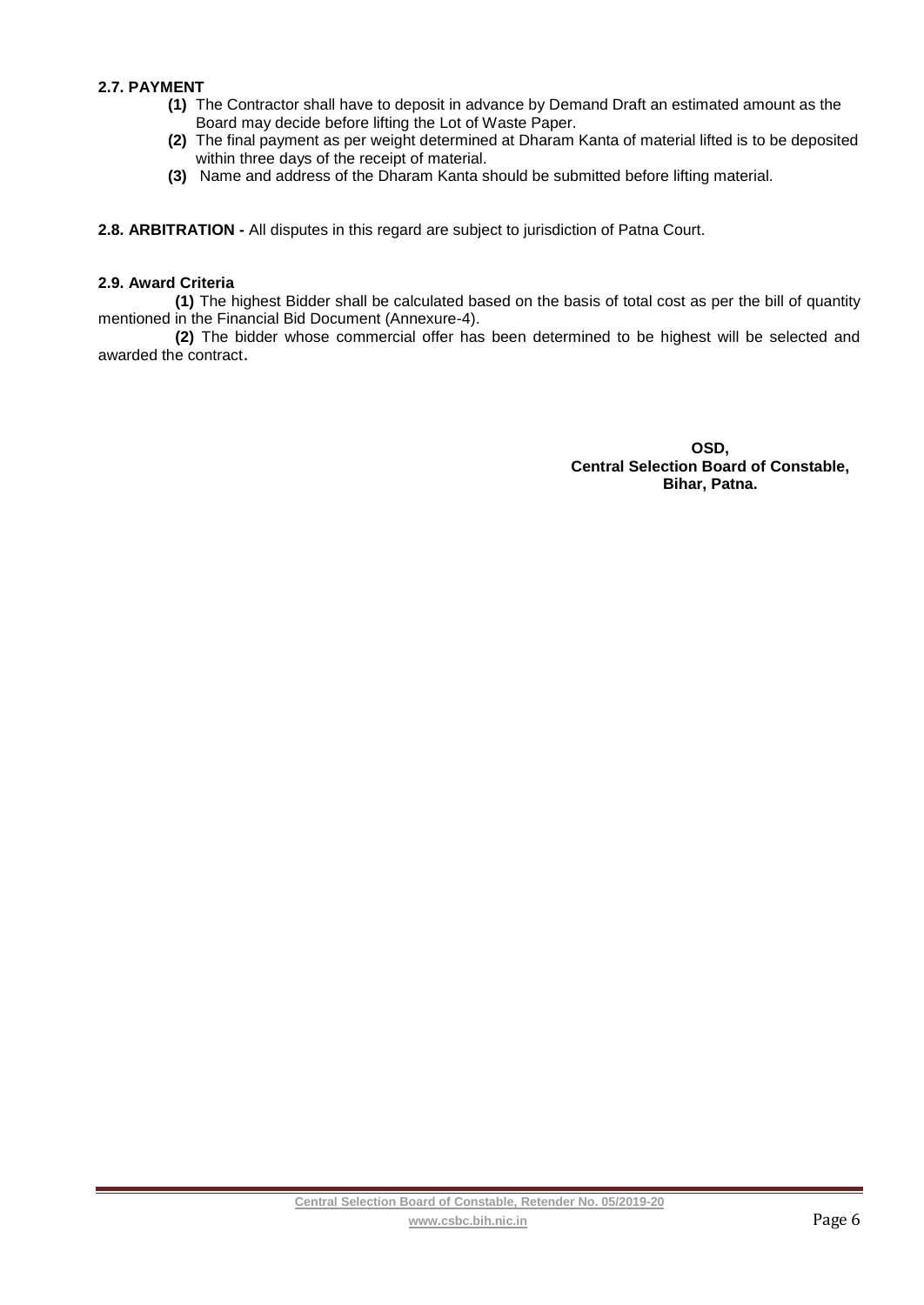**2.7. PAYMENT**

**(1)** The Contractor shall have to deposit in advance by Demand Draft an estimated amount as the Board may decide before lifting the Lot of Waste Paper.

**(2)** The final payment as per weight determined at Dharam Kanta of material lifted is to be deposited within three days of the receipt of material.

**(3)** Name and address of the Dharam Kanta should be submitted before lifting material.

**2.8. ARBITRATION -** All disputes in this regard are subject to jurisdiction of Patna Court.

**2.9. Award Criteria**

**(1)** The highest Bidder shall be calculated based on the basis of total cost as per the bill of quantity mentioned in the Financial Bid Document (Annexure-4).

**(2)** The bidder whose commercial offer has been determined to be highest will be selected and awarded the contract.

**OSD,**
**Central Selection Board of Constable,**
**Bihar, Patna.**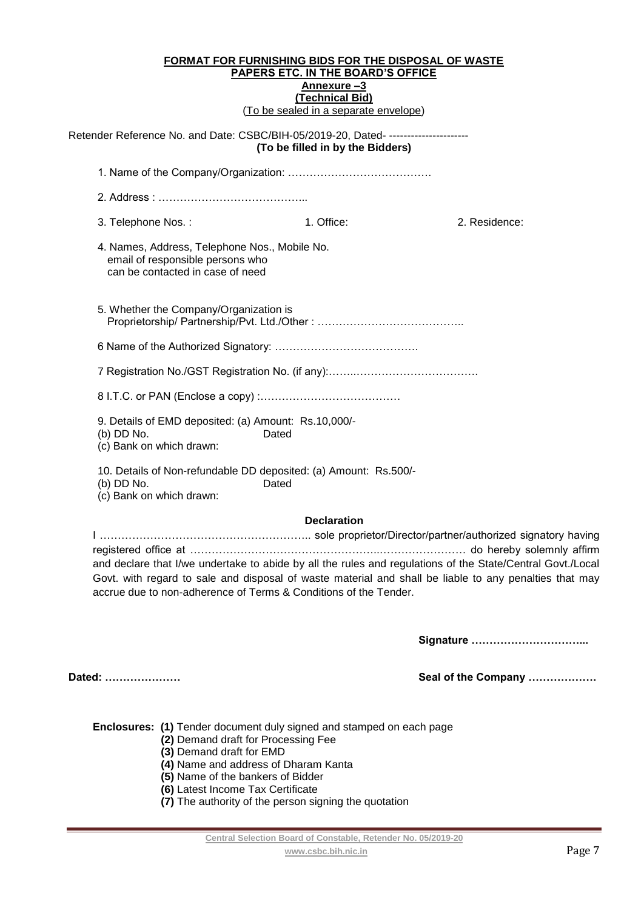**FORMAT FOR FURNISHING BIDS FOR THE DISPOSAL OF WASTE PAPERS ETC. IN THE BOARD'S OFFICE**

**Annexure –3**

**(Technical Bid)**

(To be sealed in a separate envelope)

Retender Reference No. and Date: CSBC/BIH-05/2019-20, Dated- ----------------------

**(To be filled in by the Bidders)**

1. Name of the Company/Organization: …………………………………

2. Address : …………………………………..

3. Telephone Nos. : 1. Office: 2. Residence:

4. Names, Address, Telephone Nos., Mobile No. email of responsible persons who can be contacted in case of need

5. Whether the Company/Organization is Proprietorship/ Partnership/Pvt. Ltd./Other : …………………………………..

6 Name of the Authorized Signatory: ………………………………….

7 Registration No./GST Registration No. (if any):……..…………………………….

8 I.T.C. or PAN (Enclose a copy) :…………………………………

9. Details of EMD deposited: (a) Amount: Rs.10,000/-
(b) DD No. Dated
(c) Bank on which drawn:

10. Details of Non-refundable DD deposited: (a) Amount: Rs.500/-
(b) DD No. Dated
(c) Bank on which drawn:

**Declaration**

I ………………………………………………….. sole proprietor/Director/partner/authorized signatory having registered office at ……………………………………………..…………………… do hereby solemnly affirm and declare that I/we undertake to abide by all the rules and regulations of the State/Central Govt./Local Govt. with regard to sale and disposal of waste material and shall be liable to any penalties that may accrue due to non-adherence of Terms & Conditions of the Tender.

**Signature …………………………...**

**Dated: …………………** **Seal of the Company ………………**

**Enclosures:** **(1)** Tender document duly signed and stamped on each page
**(2)** Demand draft for Processing Fee
**(3)** Demand draft for EMD
**(4)** Name and address of Dharam Kanta
**(5)** Name of the bankers of Bidder
**(6)** Latest Income Tax Certificate
**(7)** The authority of the person signing the quotation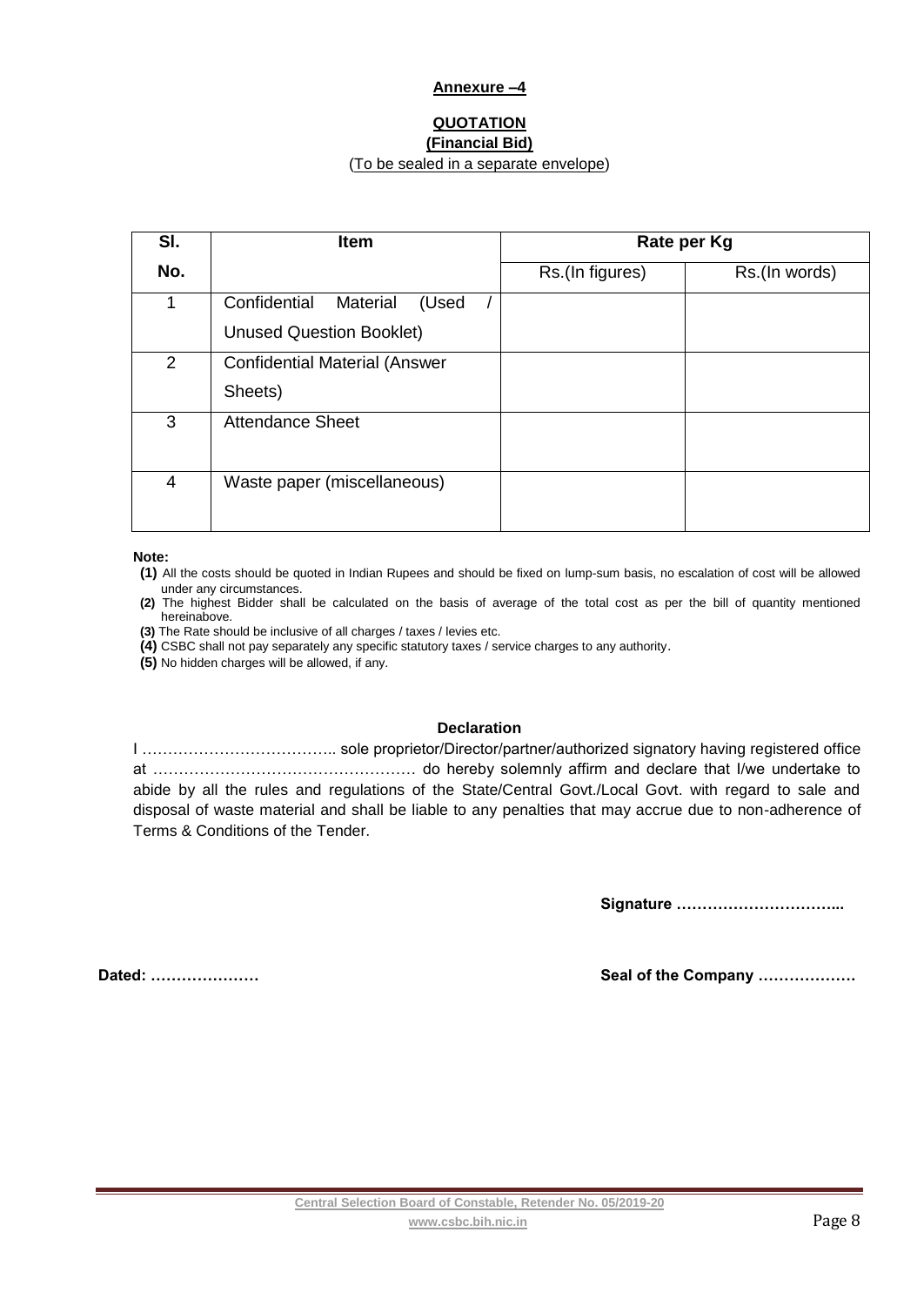**Annexure –4**

**QUOTATION**
**(Financial Bid)**
(To be sealed in a separate envelope)

| Sl. No. | Item | Rate per Kg | |
|---|---|---|---|
| | | Rs.(In figures) | Rs.(In words) |
| 1 | Confidential Material (Used / Unused Question Booklet) | | |
| 2 | Confidential Material (Answer Sheets) | | |
| 3 | Attendance Sheet | | |
| 4 | Waste paper (miscellaneous) | | |

**Note:**

**(1)** All the costs should be quoted in Indian Rupees and should be fixed on lump-sum basis, no escalation of cost will be allowed under any circumstances.

**(2)** The highest Bidder shall be calculated on the basis of average of the total cost as per the bill of quantity mentioned hereinabove.

**(3)** The Rate should be inclusive of all charges / taxes / levies etc.

**(4)** CSBC shall not pay separately any specific statutory taxes / service charges to any authority.

**(5)** No hidden charges will be allowed, if any.

**Declaration**

I ……………………………….. sole proprietor/Director/partner/authorized signatory having registered office at …………………………………………… do hereby solemnly affirm and declare that I/we undertake to abide by all the rules and regulations of the State/Central Govt./Local Govt. with regard to sale and disposal of waste material and shall be liable to any penalties that may accrue due to non-adherence of Terms & Conditions of the Tender.

**Signature …………………………...**

**Dated: …………………**

**Seal of the Company ………………**